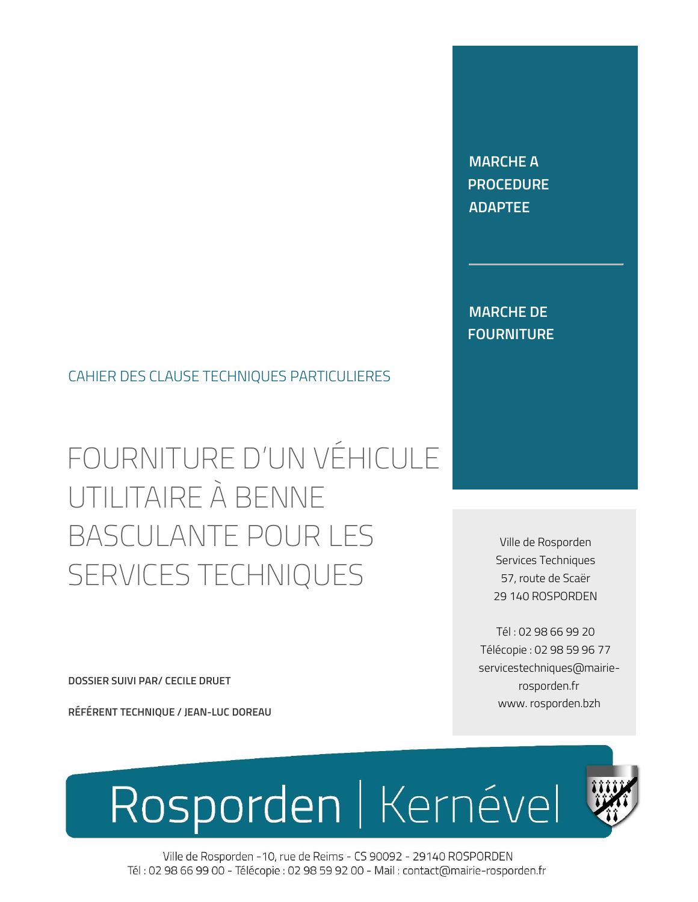**MARCHE A PROCEDURE ADAPTEE**

---

**MARCHE DE FOURNITURE**

CAHIER DES CLAUSE TECHNIQUES PARTICULIERES

# FOURNITURE D'UN VÉHICULE UTILITAIRE À BENNE BASCULANTE POUR LES SERVICES TECHNIQUES

Ville de Rosporden
Services Techniques
57, route de Scaër
29 140 ROSPORDEN

Tél : 02 98 66 99 20
Télécopie : 02 98 59 96 77
servicestechniques@mairie-rosporden.fr
www. rosporden.bzh

**DOSSIER SUIVI PAR/ CECILE DRUET**

**RÉFÉRENT TECHNIQUE / JEAN-LUC DOREAU**

Rosporden | Kernével

Ville de Rosporden -10, rue de Reims - CS 90092 - 29140 ROSPORDEN
Tél : 02 98 66 99 00 - Télécopie : 02 98 59 92 00 - Mail : contact@mairie-rosporden.fr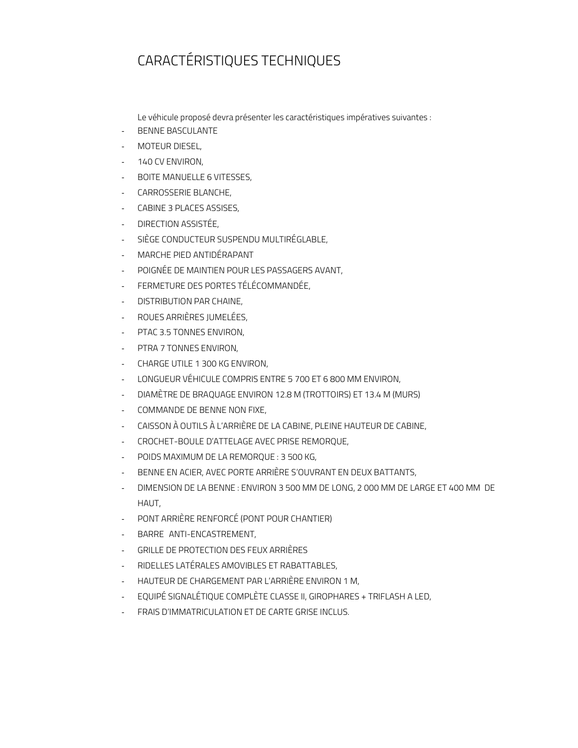# CARACTÉRISTIQUES TECHNIQUES

Le véhicule proposé devra présenter les caractéristiques impératives suivantes :

- BENNE BASCULANTE
- MOTEUR DIESEL,
- 140 CV ENVIRON,
- BOITE MANUELLE 6 VITESSES,
- CARROSSERIE BLANCHE,
- CABINE 3 PLACES ASSISES,
- DIRECTION ASSISTÉE,
- SIÈGE CONDUCTEUR SUSPENDU MULTIRÉGLABLE,
- MARCHE PIED ANTIDÉRAPANT
- POIGNÉE DE MAINTIEN POUR LES PASSAGERS AVANT,
- FERMETURE DES PORTES TÉLÉCOMMANDÉE,
- DISTRIBUTION PAR CHAINE,
- ROUES ARRIÈRES JUMELÉES,
- PTAC 3.5 TONNES ENVIRON,
- PTRA 7 TONNES ENVIRON,
- CHARGE UTILE 1 300 KG ENVIRON,
- LONGUEUR VÉHICULE COMPRIS ENTRE 5 700 ET 6 800 MM ENVIRON,
- DIAMÈTRE DE BRAQUAGE ENVIRON 12.8 M (TROTTOIRS) ET 13.4 M (MURS)
- COMMANDE DE BENNE NON FIXE,
- CAISSON À OUTILS À L'ARRIÈRE DE LA CABINE, PLEINE HAUTEUR DE CABINE,
- CROCHET-BOULE D'ATTELAGE AVEC PRISE REMORQUE,
- POIDS MAXIMUM DE LA REMORQUE : 3 500 KG,
- BENNE EN ACIER, AVEC PORTE ARRIÈRE S'OUVRANT EN DEUX BATTANTS,
- DIMENSION DE LA BENNE : ENVIRON 3 500 MM DE LONG, 2 000 MM DE LARGE ET 400 MM DE HAUT,
- PONT ARRIÈRE RENFORCÉ (PONT POUR CHANTIER)
- BARRE ANTI-ENCASTREMENT,
- GRILLE DE PROTECTION DES FEUX ARRIÈRES
- RIDELLES LATÉRALES AMOVIBLES ET RABATTABLES,
- HAUTEUR DE CHARGEMENT PAR L'ARRIÈRE ENVIRON 1 M,
- EQUIPÉ SIGNALÉTIQUE COMPLÈTE CLASSE II, GIROPHARES + TRIFLASH A LED,
- FRAIS D'IMMATRICULATION ET DE CARTE GRISE INCLUS.